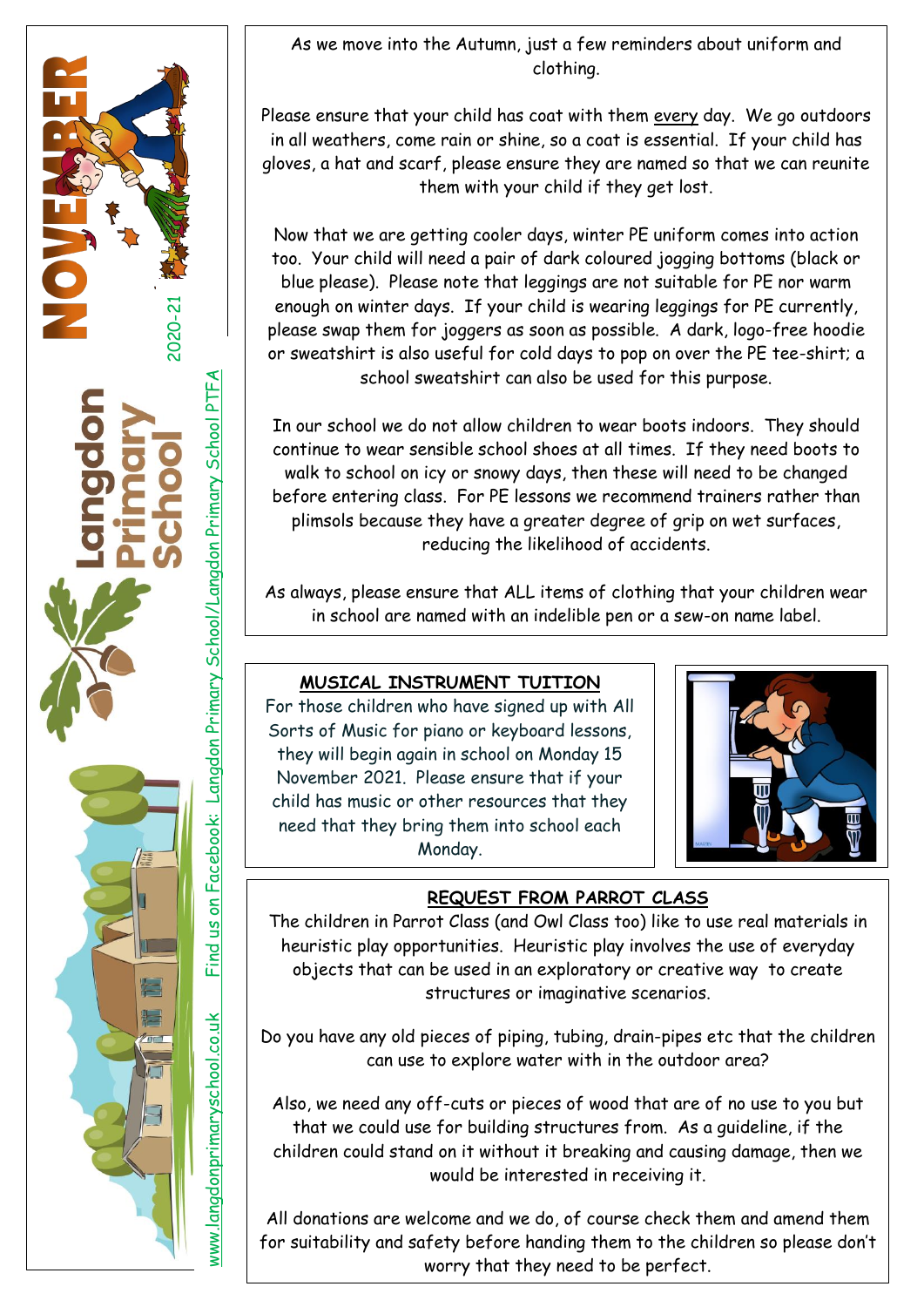# NOVEMBER 2020-21

**Langdon Primary School**

www.langdonprimaryschool.co.uk Find us on Facebook: Langdon Primary School/Langdon Primary School PTFA

As we move into the Autumn, just a few reminders about uniform and clothing.

Please ensure that your child has coat with them every day. We go outdoors in all weathers, come rain or shine, so a coat is essential. If your child has gloves, a hat and scarf, please ensure they are named so that we can reunite them with your child if they get lost.

Now that we are getting cooler days, winter PE uniform comes into action too. Your child will need a pair of dark coloured jogging bottoms (black or blue please). Please note that leggings are not suitable for PE nor warm enough on winter days. If your child is wearing leggings for PE currently, please swap them for joggers as soon as possible. A dark, logo-free hoodie or sweatshirt is also useful for cold days to pop on over the PE tee-shirt; a school sweatshirt can also be used for this purpose.

In our school we do not allow children to wear boots indoors. They should continue to wear sensible school shoes at all times. If they need boots to walk to school on icy or snowy days, then these will need to be changed before entering class. For PE lessons we recommend trainers rather than plimsols because they have a greater degree of grip on wet surfaces, reducing the likelihood of accidents.

As always, please ensure that ALL items of clothing that your children wear in school are named with an indelible pen or a sew-on name label.

## MUSICAL INSTRUMENT TUITION

For those children who have signed up with All Sorts of Music for piano or keyboard lessons, they will begin again in school on Monday 15 November 2021. Please ensure that if your child has music or other resources that they need that they bring them into school each Monday.

## REQUEST FROM PARROT CLASS

The children in Parrot Class (and Owl Class too) like to use real materials in heuristic play opportunities. Heuristic play involves the use of everyday objects that can be used in an exploratory or creative way to create structures or imaginative scenarios.

Do you have any old pieces of piping, tubing, drain-pipes etc that the children can use to explore water with in the outdoor area?

Also, we need any off-cuts or pieces of wood that are of no use to you but that we could use for building structures from. As a guideline, if the children could stand on it without it breaking and causing damage, then we would be interested in receiving it.

All donations are welcome and we do, of course check them and amend them for suitability and safety before handing them to the children so please don't worry that they need to be perfect.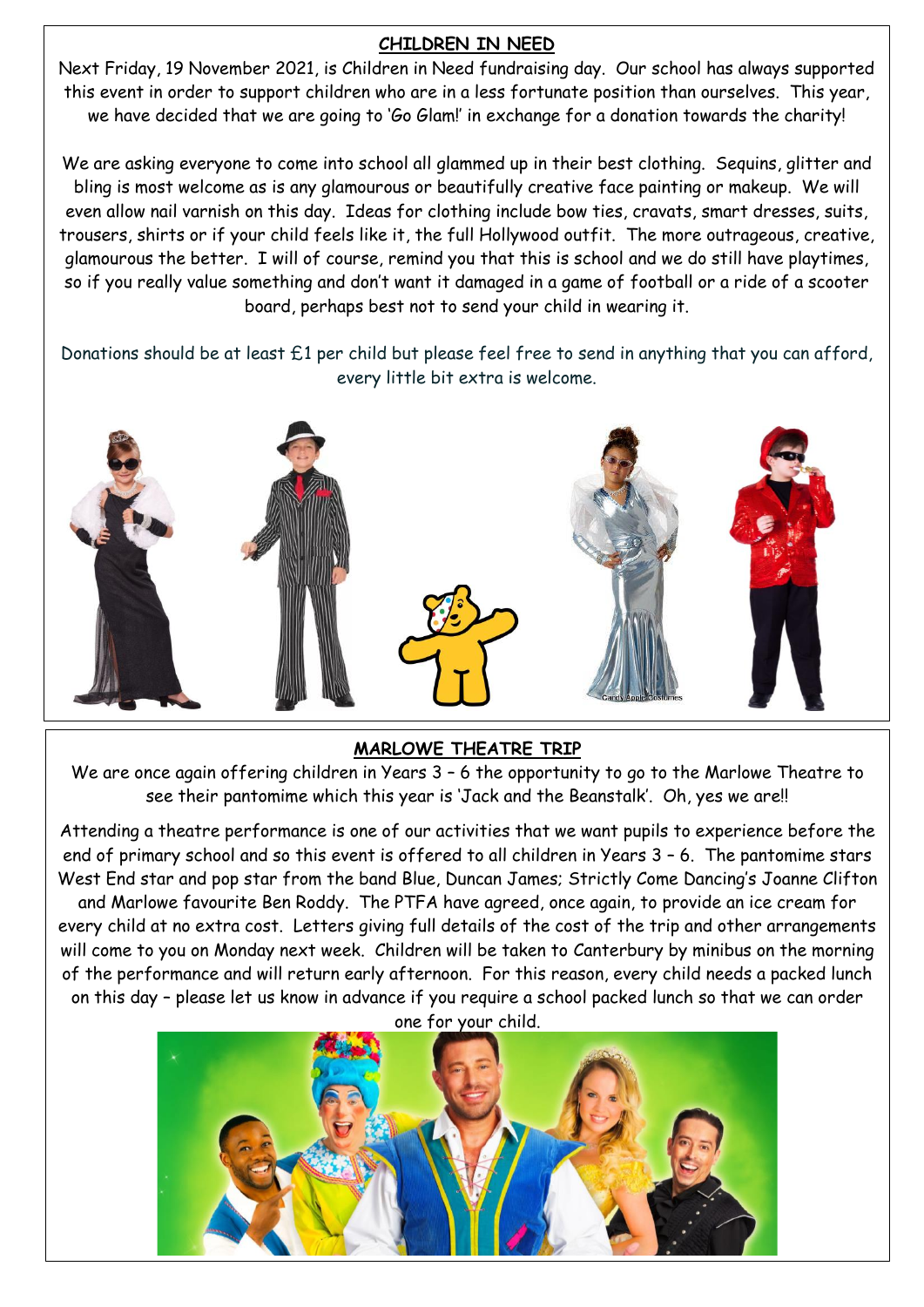## CHILDREN IN NEED

Next Friday, 19 November 2021, is Children in Need fundraising day. Our school has always supported this event in order to support children who are in a less fortunate position than ourselves. This year, we have decided that we are going to 'Go Glam!' in exchange for a donation towards the charity!

We are asking everyone to come into school all glammed up in their best clothing. Sequins, glitter and bling is most welcome as is any glamourous or beautifully creative face painting or makeup. We will even allow nail varnish on this day. Ideas for clothing include bow ties, cravats, smart dresses, suits, trousers, shirts or if your child feels like it, the full Hollywood outfit. The more outrageous, creative, glamourous the better. I will of course, remind you that this is school and we do still have playtimes, so if you really value something and don't want it damaged in a game of football or a ride of a scooter board, perhaps best not to send your child in wearing it.

Donations should be at least £1 per child but please feel free to send in anything that you can afford, every little bit extra is welcome.

## MARLOWE THEATRE TRIP

We are once again offering children in Years 3 – 6 the opportunity to go to the Marlowe Theatre to see their pantomime which this year is 'Jack and the Beanstalk'. Oh, yes we are!!

Attending a theatre performance is one of our activities that we want pupils to experience before the end of primary school and so this event is offered to all children in Years 3 – 6. The pantomime stars West End star and pop star from the band Blue, Duncan James; Strictly Come Dancing's Joanne Clifton and Marlowe favourite Ben Roddy. The PTFA have agreed, once again, to provide an ice cream for every child at no extra cost. Letters giving full details of the cost of the trip and other arrangements will come to you on Monday next week. Children will be taken to Canterbury by minibus on the morning of the performance and will return early afternoon. For this reason, every child needs a packed lunch on this day – please let us know in advance if you require a school packed lunch so that we can order one for your child.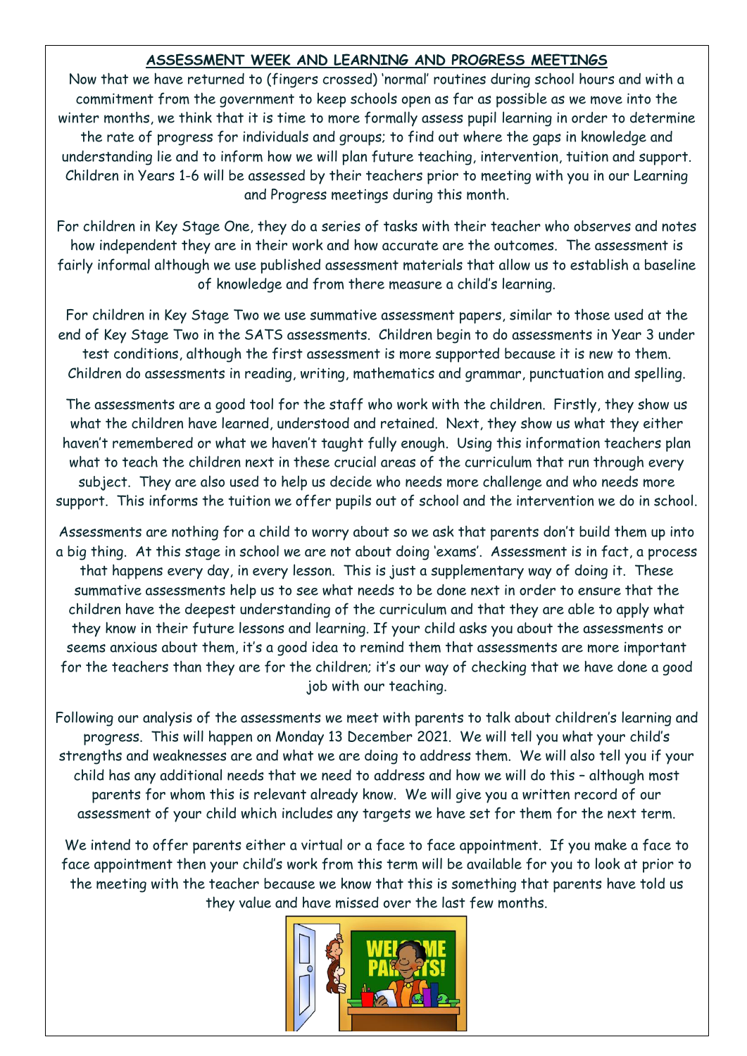## ASSESSMENT WEEK AND LEARNING AND PROGRESS MEETINGS

Now that we have returned to (fingers crossed) 'normal' routines during school hours and with a commitment from the government to keep schools open as far as possible as we move into the winter months, we think that it is time to more formally assess pupil learning in order to determine the rate of progress for individuals and groups; to find out where the gaps in knowledge and understanding lie and to inform how we will plan future teaching, intervention, tuition and support. Children in Years 1-6 will be assessed by their teachers prior to meeting with you in our Learning and Progress meetings during this month.

For children in Key Stage One, they do a series of tasks with their teacher who observes and notes how independent they are in their work and how accurate are the outcomes. The assessment is fairly informal although we use published assessment materials that allow us to establish a baseline of knowledge and from there measure a child's learning.

For children in Key Stage Two we use summative assessment papers, similar to those used at the end of Key Stage Two in the SATS assessments. Children begin to do assessments in Year 3 under test conditions, although the first assessment is more supported because it is new to them. Children do assessments in reading, writing, mathematics and grammar, punctuation and spelling.

The assessments are a good tool for the staff who work with the children. Firstly, they show us what the children have learned, understood and retained. Next, they show us what they either haven't remembered or what we haven't taught fully enough. Using this information teachers plan what to teach the children next in these crucial areas of the curriculum that run through every subject. They are also used to help us decide who needs more challenge and who needs more support. This informs the tuition we offer pupils out of school and the intervention we do in school.

Assessments are nothing for a child to worry about so we ask that parents don't build them up into a big thing. At this stage in school we are not about doing 'exams'. Assessment is in fact, a process that happens every day, in every lesson. This is just a supplementary way of doing it. These summative assessments help us to see what needs to be done next in order to ensure that the children have the deepest understanding of the curriculum and that they are able to apply what they know in their future lessons and learning. If your child asks you about the assessments or seems anxious about them, it's a good idea to remind them that assessments are more important for the teachers than they are for the children; it's our way of checking that we have done a good job with our teaching.

Following our analysis of the assessments we meet with parents to talk about children's learning and progress. This will happen on Monday 13 December 2021. We will tell you what your child's strengths and weaknesses are and what we are doing to address them. We will also tell you if your child has any additional needs that we need to address and how we will do this – although most parents for whom this is relevant already know. We will give you a written record of our assessment of your child which includes any targets we have set for them for the next term.

We intend to offer parents either a virtual or a face to face appointment. If you make a face to face appointment then your child's work from this term will be available for you to look at prior to the meeting with the teacher because we know that this is something that parents have told us they value and have missed over the last few months.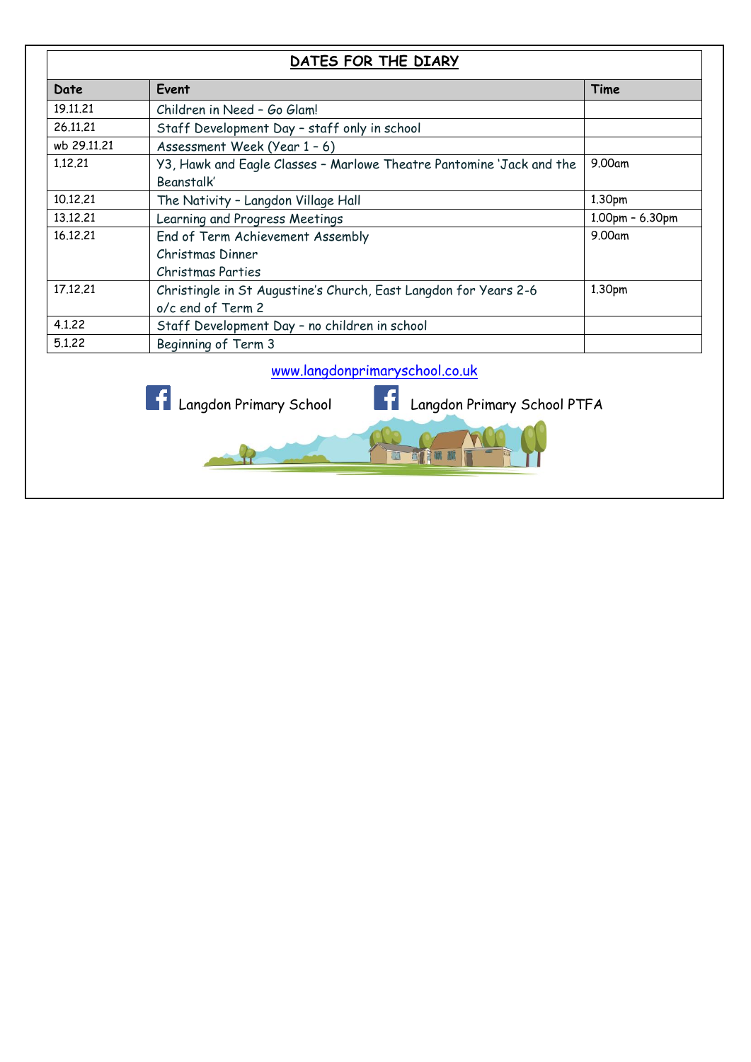## DATES FOR THE DIARY

| Date | Event | Time |
| --- | --- | --- |
| 19.11.21 | Children in Need – Go Glam! | |
| 26.11.21 | Staff Development Day – staff only in school | |
| wb 29.11.21 | Assessment Week (Year 1 – 6) | |
| 1.12.21 | Y3, Hawk and Eagle Classes – Marlowe Theatre Pantomine 'Jack and the Beanstalk' | 9.00am |
| 10.12.21 | The Nativity – Langdon Village Hall | 1.30pm |
| 13.12.21 | Learning and Progress Meetings | 1.00pm – 6.30pm |
| 16.12.21 | End of Term Achievement Assembly<br>Christmas Dinner<br>Christmas Parties | 9.00am |
| 17.12.21 | Christingle in St Augustine's Church, East Langdon for Years 2-6<br>o/c end of Term 2 | 1.30pm |
| 4.1.22 | Staff Development Day – no children in school | |
| 5.1.22 | Beginning of Term 3 | |

www.langdonprimaryschool.co.uk

Langdon Primary School

Langdon Primary School PTFA